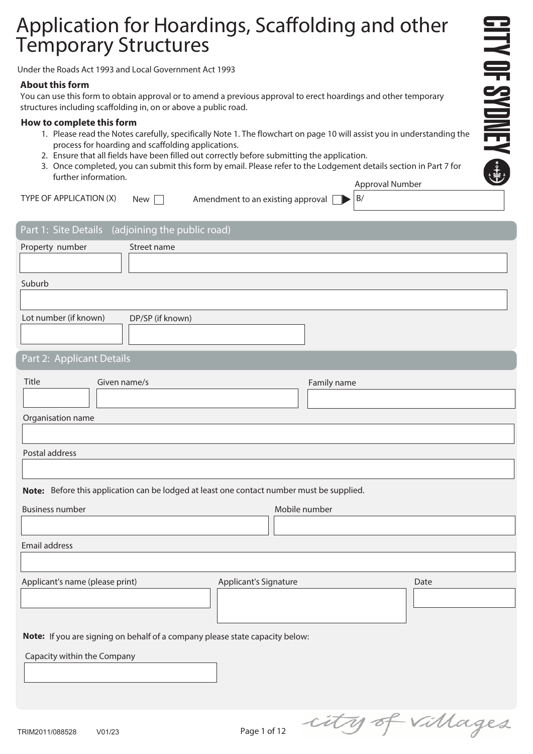# Application for Hoardings, Scaffolding and other Temporary Structures

Under the Roads Act 1993 and Local Government Act 1993

CITY OF SYDNEY

### About this form

You can use this form to obtain approval or to amend a previous approval to erect hoardings and other temporary structures including scaffolding in, on or above a public road.

### How to complete this form

1. Please read the Notes carefully, specifically Note 1. The flowchart on page 10 will assist you in understanding the process for hoarding and scaffolding applications.
2. Ensure that all fields have been filled out correctly before submitting the application.
3. Once completed, you can submit this form by email. Please refer to the Lodgement details section in Part 7 for further information.

TYPE OF APPLICATION (X) New ☐ Amendment to an existing approval ☐ ▶ Approval Number B/

## Part 1: Site Details (adjoining the public road)

Property number

Street name

Suburb

Lot number (if known)

DP/SP (if known)

## Part 2: Applicant Details

Title

Given name/s

Family name

Organisation name

Postal address

**Note:** Before this application can be lodged at least one contact number must be supplied.

Business number

Mobile number

Email address

Applicant's name (please print)

Applicant's Signature

Date

**Note:** If you are signing on behalf of a company please state capacity below:

Capacity within the Company

TRIM2011/088528 V01/23

city of villages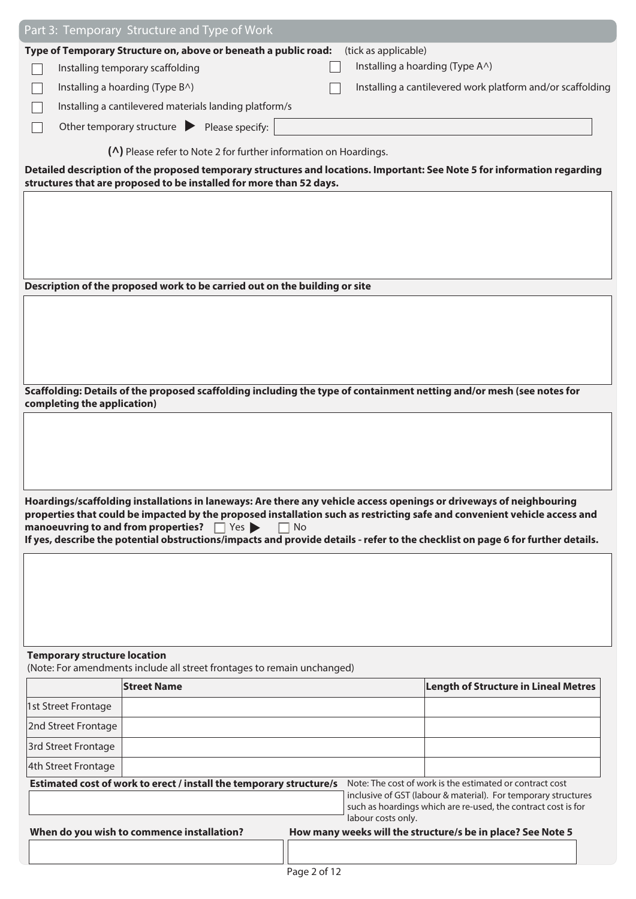## Part 3: Temporary Structure and Type of Work

**Type of Temporary Structure on, above or beneath a public road:** (tick as applicable)

- ☐ Installing temporary scaffolding
- ☐ Installing a hoarding (Type A^)
- ☐ Installing a hoarding (Type B^)
- ☐ Installing a cantilevered work platform and/or scaffolding
- ☐ Installing a cantilevered materials landing platform/s
- ☐ Other temporary structure ▶ Please specify: \_\_\_\_\_\_\_\_\_\_

**(^)** Please refer to Note 2 for further information on Hoardings.

**Detailed description of the proposed temporary structures and locations. Important: See Note 5 for information regarding structures that are proposed to be installed for more than 52 days.**

&nbsp;

**Description of the proposed work to be carried out on the building or site**

&nbsp;

**Scaffolding: Details of the proposed scaffolding including the type of containment netting and/or mesh (see notes for completing the application)**

&nbsp;

**Hoardings/scaffolding installations in laneways: Are there any vehicle access openings or driveways of neighbouring properties that could be impacted by the proposed installation such as restricting safe and convenient vehicle access and manoeuvring to and from properties?** ☐ Yes ▶ ☐ No

**If yes, describe the potential obstructions/impacts and provide details - refer to the checklist on page 6 for further details.**

&nbsp;

**Temporary structure location**

(Note: For amendments include all street frontages to remain unchanged)

| | Street Name | Length of Structure in Lineal Metres |
|---|---|---|
| 1st Street Frontage | | |
| 2nd Street Frontage | | |
| 3rd Street Frontage | | |
| 4th Street Frontage | | |

**Estimated cost of work to erect / install the temporary structure/s**

Note: The cost of work is the estimated or contract cost inclusive of GST (labour & material). For temporary structures such as hoardings which are re-used, the contract cost is for labour costs only.

**When do you wish to commence installation?**

**How many weeks will the structure/s be in place? See Note 5**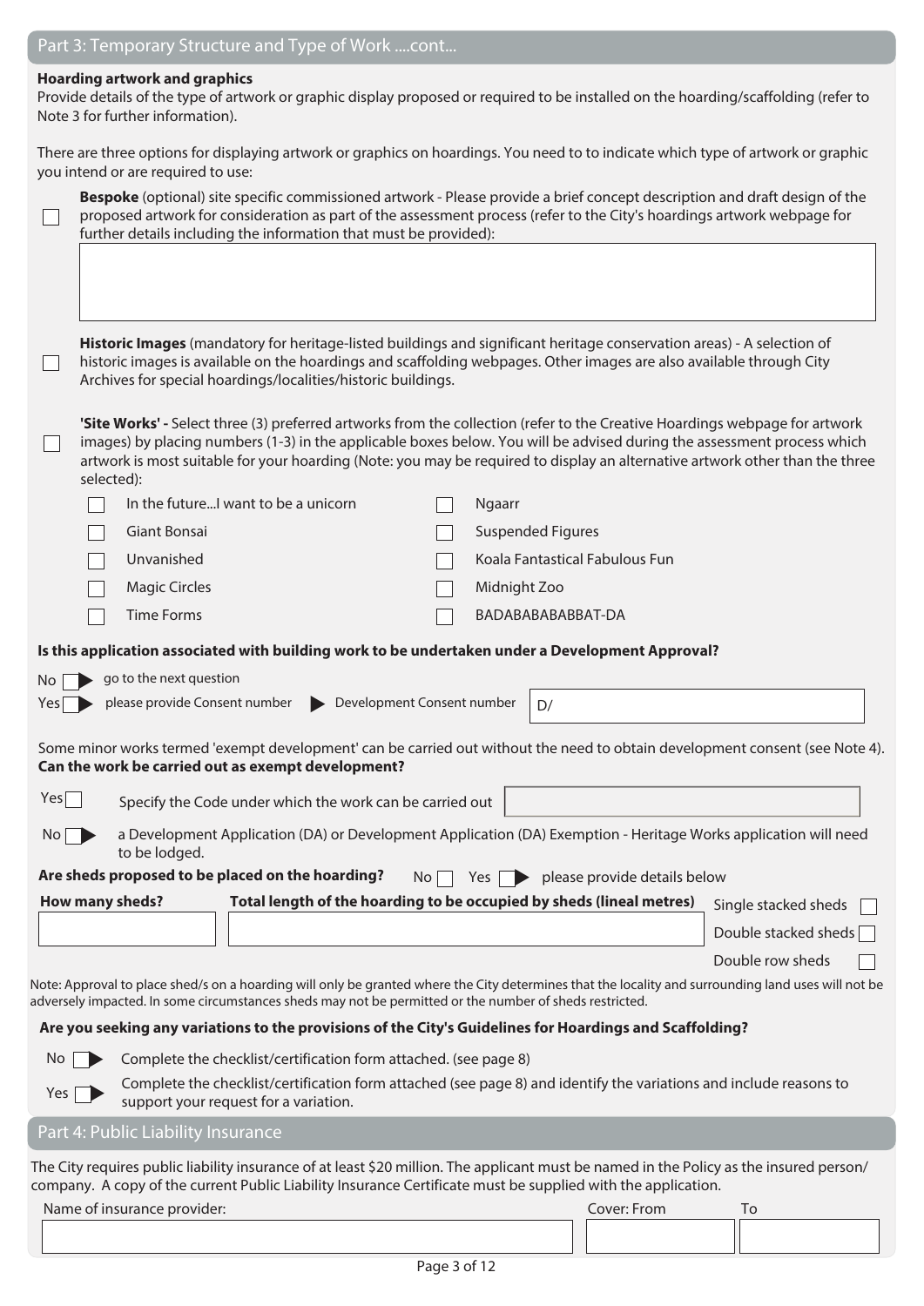## Part 3: Temporary Structure and Type of Work ....cont...

**Hoarding artwork and graphics**

Provide details of the type of artwork or graphic display proposed or required to be installed on the hoarding/scaffolding (refer to Note 3 for further information).

There are three options for displaying artwork or graphics on hoardings. You need to to indicate which type of artwork or graphic you intend or are required to use:

☐ **Bespoke** (optional) site specific commissioned artwork - Please provide a brief concept description and draft design of the proposed artwork for consideration as part of the assessment process (refer to the City's hoardings artwork webpage for further details including the information that must be provided):

☐ **Historic Images** (mandatory for heritage-listed buildings and significant heritage conservation areas) - A selection of historic images is available on the hoardings and scaffolding webpages. Other images are also available through City Archives for special hoardings/localities/historic buildings.

☐ **'Site Works' -** Select three (3) preferred artworks from the collection (refer to the Creative Hoardings webpage for artwork images) by placing numbers (1-3) in the applicable boxes below. You will be advised during the assessment process which artwork is most suitable for your hoarding (Note: you may be required to display an alternative artwork other than the three selected):

- ☐ In the future...I want to be a unicorn
- ☐ Giant Bonsai
- ☐ Unvanished
- ☐ Magic Circles
- ☐ Time Forms
- ☐ Ngaarr
- ☐ Suspended Figures
- ☐ Koala Fantastical Fabulous Fun
- ☐ Midnight Zoo
- ☐ BADABABABABBAT-DA

**Is this application associated with building work to be undertaken under a Development Approval?**

No ☐ go to the next question

Yes ☐ please provide Consent number ▶ Development Consent number D/

Some minor works termed 'exempt development' can be carried out without the need to obtain development consent (see Note 4). **Can the work be carried out as exempt development?**

Yes ☐ Specify the Code under which the work can be carried out

No ☐ a Development Application (DA) or Development Application (DA) Exemption - Heritage Works application will need to be lodged.

**Are sheds proposed to be placed on the hoarding?** No ☐ Yes ☐ please provide details below

| **How many sheds?** | **Total length of the hoarding to be occupied by sheds (lineal metres)** | |
|---|---|---|
| | | Single stacked sheds ☐ |
| | | Double stacked sheds ☐ |
| | | Double row sheds ☐ |

Note: Approval to place shed/s on a hoarding will only be granted where the City determines that the locality and surrounding land uses will not be adversely impacted. In some circumstances sheds may not be permitted or the number of sheds restricted.

**Are you seeking any variations to the provisions of the City's Guidelines for Hoardings and Scaffolding?**

No ☐ Complete the checklist/certification form attached. (see page 8)

Yes ☐ Complete the checklist/certification form attached (see page 8) and identify the variations and include reasons to support your request for a variation.

## Part 4: Public Liability Insurance

The City requires public liability insurance of at least $20 million. The applicant must be named in the Policy as the insured person/company. A copy of the current Public Liability Insurance Certificate must be supplied with the application.

| Name of insurance provider: | Cover: From | To |
|---|---|---|
| | | |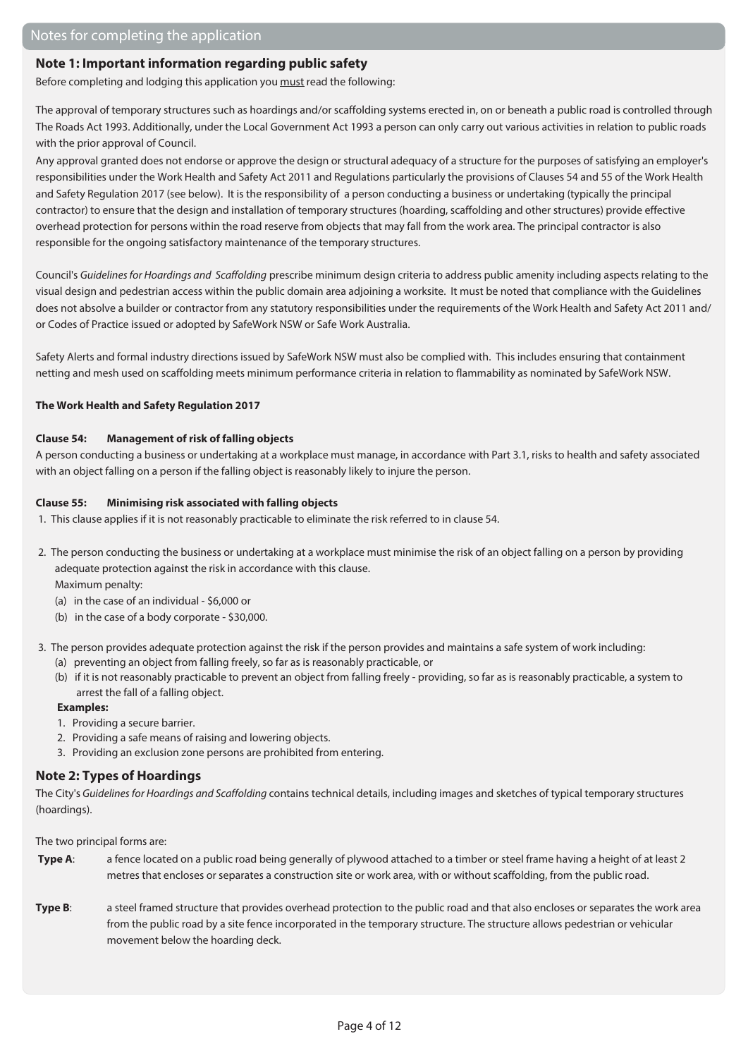## Notes for completing the application

### Note 1: Important information regarding public safety

Before completing and lodging this application you <u>must</u> read the following:

The approval of temporary structures such as hoardings and/or scaffolding systems erected in, on or beneath a public road is controlled through The Roads Act 1993. Additionally, under the Local Government Act 1993 a person can only carry out various activities in relation to public roads with the prior approval of Council.

Any approval granted does not endorse or approve the design or structural adequacy of a structure for the purposes of satisfying an employer's responsibilities under the Work Health and Safety Act 2011 and Regulations particularly the provisions of Clauses 54 and 55 of the Work Health and Safety Regulation 2017 (see below). It is the responsibility of a person conducting a business or undertaking (typically the principal contractor) to ensure that the design and installation of temporary structures (hoarding, scaffolding and other structures) provide effective overhead protection for persons within the road reserve from objects that may fall from the work area. The principal contractor is also responsible for the ongoing satisfactory maintenance of the temporary structures.

Council's *Guidelines for Hoardings and Scaffolding* prescribe minimum design criteria to address public amenity including aspects relating to the visual design and pedestrian access within the public domain area adjoining a worksite. It must be noted that compliance with the Guidelines does not absolve a builder or contractor from any statutory responsibilities under the requirements of the Work Health and Safety Act 2011 and/or Codes of Practice issued or adopted by SafeWork NSW or Safe Work Australia.

Safety Alerts and formal industry directions issued by SafeWork NSW must also be complied with. This includes ensuring that containment netting and mesh used on scaffolding meets minimum performance criteria in relation to flammability as nominated by SafeWork NSW.

**The Work Health and Safety Regulation 2017**

**Clause 54: Management of risk of falling objects**

A person conducting a business or undertaking at a workplace must manage, in accordance with Part 3.1, risks to health and safety associated with an object falling on a person if the falling object is reasonably likely to injure the person.

**Clause 55: Minimising risk associated with falling objects**

1. This clause applies if it is not reasonably practicable to eliminate the risk referred to in clause 54.
2. The person conducting the business or undertaking at a workplace must minimise the risk of an object falling on a person by providing adequate protection against the risk in accordance with this clause.
   Maximum penalty:
   (a) in the case of an individual - $6,000 or
   (b) in the case of a body corporate - $30,000.
3. The person provides adequate protection against the risk if the person provides and maintains a safe system of work including:
   (a) preventing an object from falling freely, so far as is reasonably practicable, or
   (b) if it is not reasonably practicable to prevent an object from falling freely - providing, so far as is reasonably practicable, a system to arrest the fall of a falling object.

   **Examples:**
   1. Providing a secure barrier.
   2. Providing a safe means of raising and lowering objects.
   3. Providing an exclusion zone persons are prohibited from entering.

### Note 2: Types of Hoardings

The City's *Guidelines for Hoardings and Scaffolding* contains technical details, including images and sketches of typical temporary structures (hoardings).

The two principal forms are:

**Type A**: a fence located on a public road being generally of plywood attached to a timber or steel frame having a height of at least 2 metres that encloses or separates a construction site or work area, with or without scaffolding, from the public road.

**Type B**: a steel framed structure that provides overhead protection to the public road and that also encloses or separates the work area from the public road by a site fence incorporated in the temporary structure. The structure allows pedestrian or vehicular movement below the hoarding deck.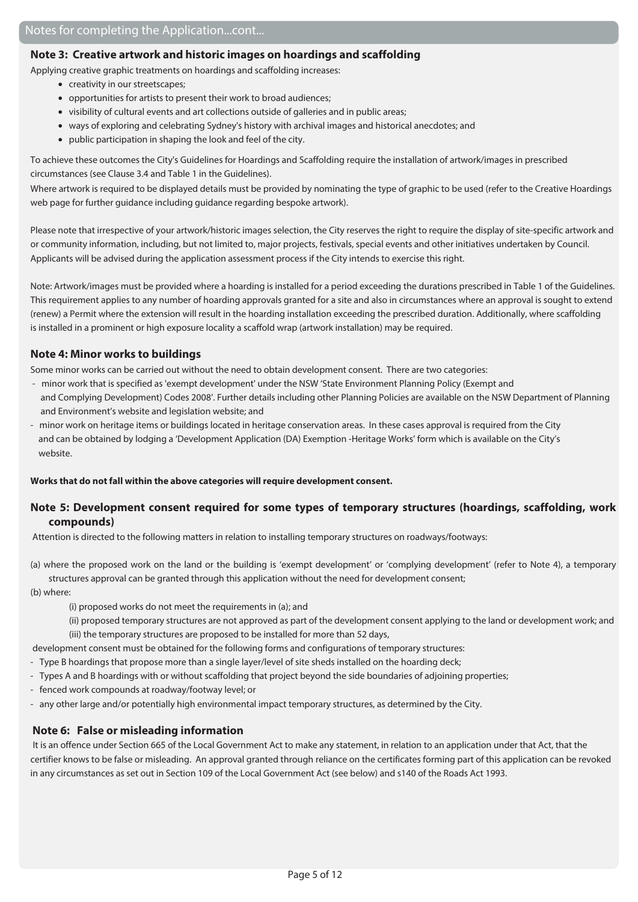## Notes for completing the Application...cont...

### Note 3: Creative artwork and historic images on hoardings and scaffolding

Applying creative graphic treatments on hoardings and scaffolding increases:

- creativity in our streetscapes;
- opportunities for artists to present their work to broad audiences;
- visibility of cultural events and art collections outside of galleries and in public areas;
- ways of exploring and celebrating Sydney's history with archival images and historical anecdotes; and
- public participation in shaping the look and feel of the city.

To achieve these outcomes the City's Guidelines for Hoardings and Scaffolding require the installation of artwork/images in prescribed circumstances (see Clause 3.4 and Table 1 in the Guidelines).

Where artwork is required to be displayed details must be provided by nominating the type of graphic to be used (refer to the Creative Hoardings web page for further guidance including guidance regarding bespoke artwork).

Please note that irrespective of your artwork/historic images selection, the City reserves the right to require the display of site-specific artwork and or community information, including, but not limited to, major projects, festivals, special events and other initiatives undertaken by Council. Applicants will be advised during the application assessment process if the City intends to exercise this right.

Note: Artwork/images must be provided where a hoarding is installed for a period exceeding the durations prescribed in Table 1 of the Guidelines. This requirement applies to any number of hoarding approvals granted for a site and also in circumstances where an approval is sought to extend (renew) a Permit where the extension will result in the hoarding installation exceeding the prescribed duration. Additionally, where scaffolding is installed in a prominent or high exposure locality a scaffold wrap (artwork installation) may be required.

### Note 4: Minor works to buildings

Some minor works can be carried out without the need to obtain development consent. There are two categories:

- minor work that is specified as 'exempt development' under the NSW 'State Environment Planning Policy (Exempt and and Complying Development) Codes 2008'. Further details including other Planning Policies are available on the NSW Department of Planning and Environment's website and legislation website; and
- minor work on heritage items or buildings located in heritage conservation areas. In these cases approval is required from the City and can be obtained by lodging a 'Development Application (DA) Exemption -Heritage Works' form which is available on the City's website.

**Works that do not fall within the above categories will require development consent.**

### Note 5: Development consent required for some types of temporary structures (hoardings, scaffolding, work compounds)

Attention is directed to the following matters in relation to installing temporary structures on roadways/footways:

(a) where the proposed work on the land or the building is 'exempt development' or 'complying development' (refer to Note 4), a temporary structures approval can be granted through this application without the need for development consent;

(b) where:

(i) proposed works do not meet the requirements in (a); and

(ii) proposed temporary structures are not approved as part of the development consent applying to the land or development work; and

(iii) the temporary structures are proposed to be installed for more than 52 days,

development consent must be obtained for the following forms and configurations of temporary structures:

- Type B hoardings that propose more than a single layer/level of site sheds installed on the hoarding deck;
- Types A and B hoardings with or without scaffolding that project beyond the side boundaries of adjoining properties;
- fenced work compounds at roadway/footway level; or
- any other large and/or potentially high environmental impact temporary structures, as determined by the City.

### Note 6: False or misleading information

It is an offence under Section 665 of the Local Government Act to make any statement, in relation to an application under that Act, that the certifier knows to be false or misleading. An approval granted through reliance on the certificates forming part of this application can be revoked in any circumstances as set out in Section 109 of the Local Government Act (see below) and s140 of the Roads Act 1993.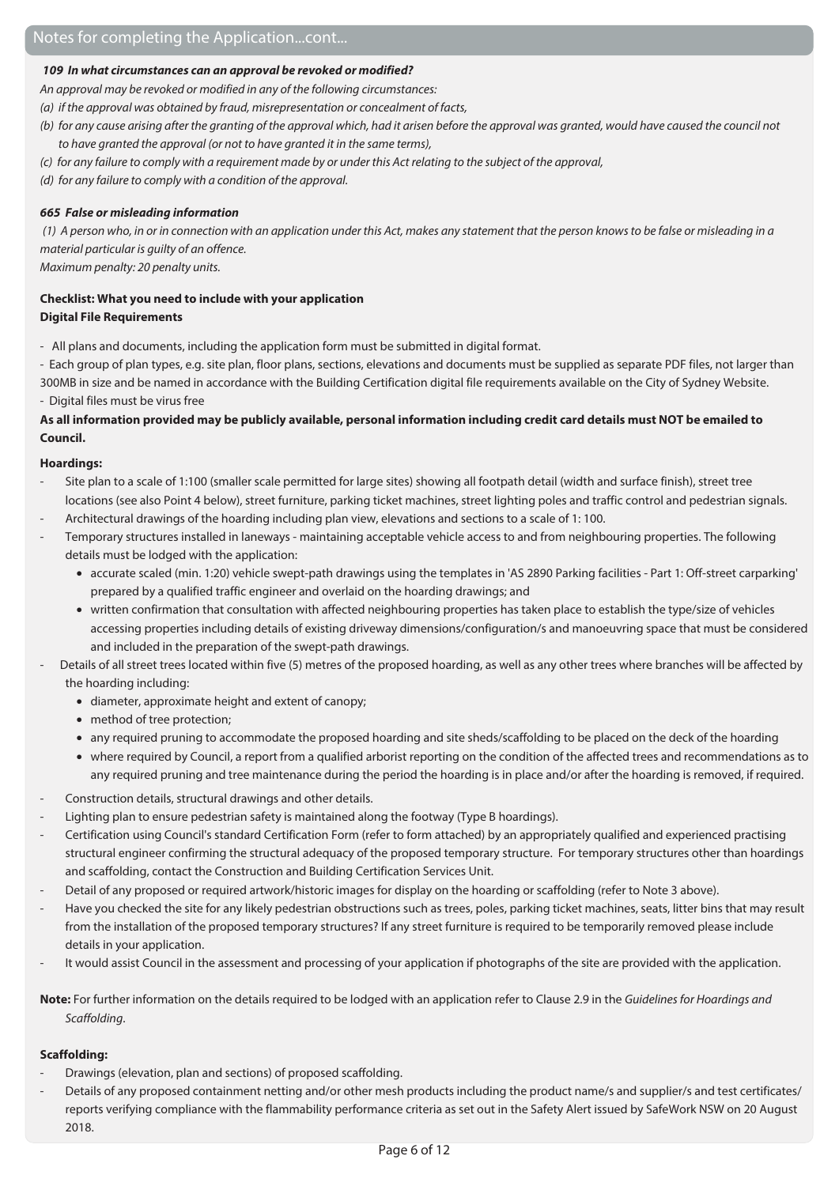## Notes for completing the Application...cont...

***109 In what circumstances can an approval be revoked or modified?***

*An approval may be revoked or modified in any of the following circumstances:*

*(a) if the approval was obtained by fraud, misrepresentation or concealment of facts,*

*(b) for any cause arising after the granting of the approval which, had it arisen before the approval was granted, would have caused the council not to have granted the approval (or not to have granted it in the same terms),*

*(c) for any failure to comply with a requirement made by or under this Act relating to the subject of the approval,*

*(d) for any failure to comply with a condition of the approval.*

***665 False or misleading information***

*(1) A person who, in or in connection with an application under this Act, makes any statement that the person knows to be false or misleading in a material particular is guilty of an offence.*

*Maximum penalty: 20 penalty units.*

**Checklist: What you need to include with your application**

**Digital File Requirements**

- All plans and documents, including the application form must be submitted in digital format.
- Each group of plan types, e.g. site plan, floor plans, sections, elevations and documents must be supplied as separate PDF files, not larger than 300MB in size and be named in accordance with the Building Certification digital file requirements available on the City of Sydney Website.
- Digital files must be virus free

**As all information provided may be publicly available, personal information including credit card details must NOT be emailed to Council.**

**Hoardings:**

- Site plan to a scale of 1:100 (smaller scale permitted for large sites) showing all footpath detail (width and surface finish), street tree locations (see also Point 4 below), street furniture, parking ticket machines, street lighting poles and traffic control and pedestrian signals.
- Architectural drawings of the hoarding including plan view, elevations and sections to a scale of 1: 100.
- Temporary structures installed in laneways - maintaining acceptable vehicle access to and from neighbouring properties. The following details must be lodged with the application:
  - accurate scaled (min. 1:20) vehicle swept-path drawings using the templates in 'AS 2890 Parking facilities - Part 1: Off-street carparking' prepared by a qualified traffic engineer and overlaid on the hoarding drawings; and
  - written confirmation that consultation with affected neighbouring properties has taken place to establish the type/size of vehicles accessing properties including details of existing driveway dimensions/configuration/s and manoeuvring space that must be considered and included in the preparation of the swept-path drawings.
- Details of all street trees located within five (5) metres of the proposed hoarding, as well as any other trees where branches will be affected by the hoarding including:
  - diameter, approximate height and extent of canopy;
  - method of tree protection;
  - any required pruning to accommodate the proposed hoarding and site sheds/scaffolding to be placed on the deck of the hoarding
  - where required by Council, a report from a qualified arborist reporting on the condition of the affected trees and recommendations as to any required pruning and tree maintenance during the period the hoarding is in place and/or after the hoarding is removed, if required.
- Construction details, structural drawings and other details.
- Lighting plan to ensure pedestrian safety is maintained along the footway (Type B hoardings).
- Certification using Council's standard Certification Form (refer to form attached) by an appropriately qualified and experienced practising structural engineer confirming the structural adequacy of the proposed temporary structure. For temporary structures other than hoardings and scaffolding, contact the Construction and Building Certification Services Unit.
- Detail of any proposed or required artwork/historic images for display on the hoarding or scaffolding (refer to Note 3 above).
- Have you checked the site for any likely pedestrian obstructions such as trees, poles, parking ticket machines, seats, litter bins that may result from the installation of the proposed temporary structures? If any street furniture is required to be temporarily removed please include details in your application.
- It would assist Council in the assessment and processing of your application if photographs of the site are provided with the application.

**Note:** For further information on the details required to be lodged with an application refer to Clause 2.9 in the *Guidelines for Hoardings and Scaffolding*.

**Scaffolding:**

- Drawings (elevation, plan and sections) of proposed scaffolding.
- Details of any proposed containment netting and/or other mesh products including the product name/s and supplier/s and test certificates/reports verifying compliance with the flammability performance criteria as set out in the Safety Alert issued by SafeWork NSW on 20 August 2018.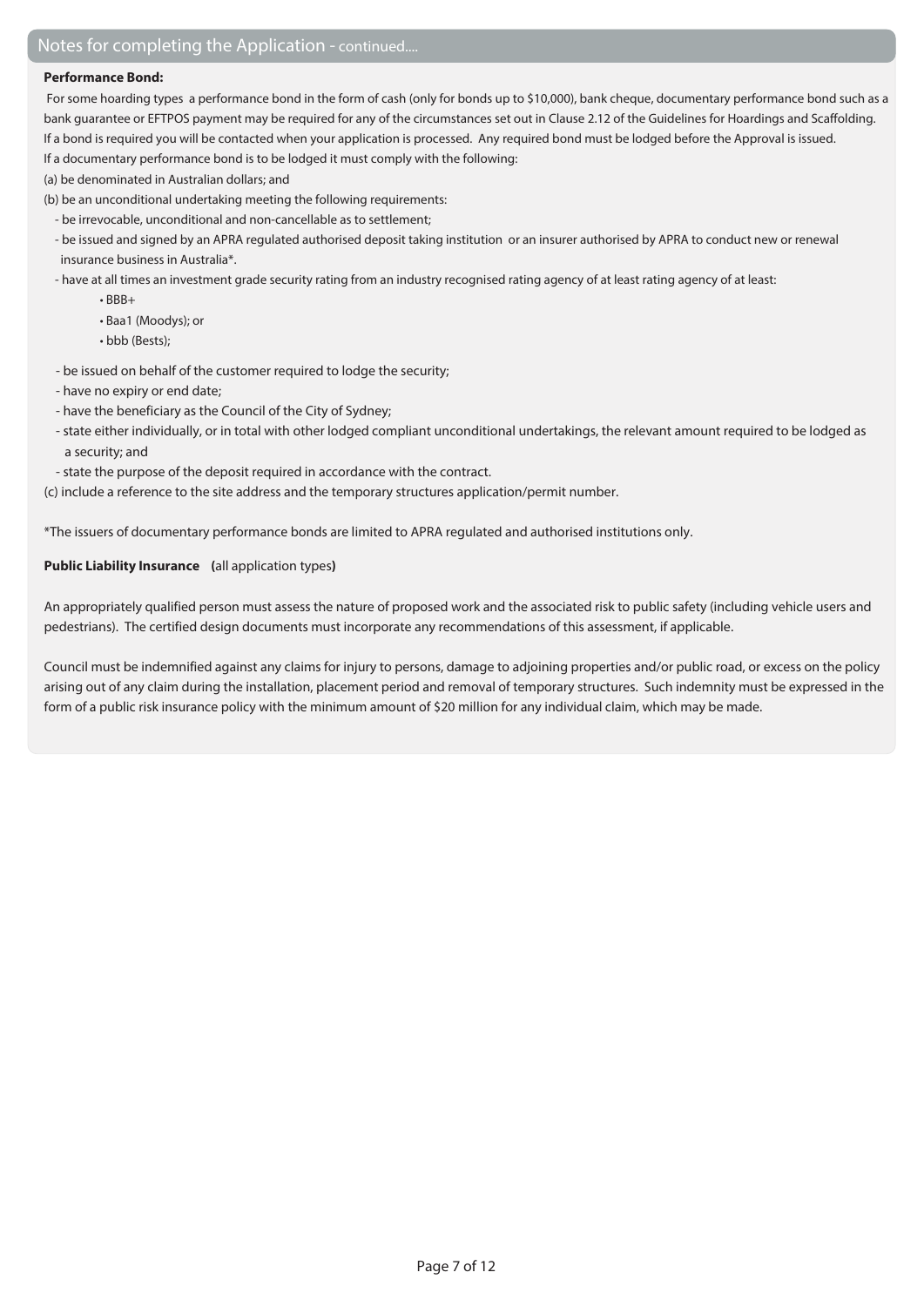## Notes for completing the Application - continued....

**Performance Bond:**

For some hoarding types a performance bond in the form of cash (only for bonds up to $10,000), bank cheque, documentary performance bond such as a bank guarantee or EFTPOS payment may be required for any of the circumstances set out in Clause 2.12 of the Guidelines for Hoardings and Scaffolding. If a bond is required you will be contacted when your application is processed. Any required bond must be lodged before the Approval is issued.

If a documentary performance bond is to be lodged it must comply with the following:

(a) be denominated in Australian dollars; and

(b) be an unconditional undertaking meeting the following requirements:

- be irrevocable, unconditional and non-cancellable as to settlement;
- be issued and signed by an APRA regulated authorised deposit taking institution or an insurer authorised by APRA to conduct new or renewal insurance business in Australia*.
- have at all times an investment grade security rating from an industry recognised rating agency of at least rating agency of at least:
  - BBB+
  - Baa1 (Moodys); or
  - bbb (Bests);
- be issued on behalf of the customer required to lodge the security;
- have no expiry or end date;
- have the beneficiary as the Council of the City of Sydney;
- state either individually, or in total with other lodged compliant unconditional undertakings, the relevant amount required to be lodged as a security; and
- state the purpose of the deposit required in accordance with the contract.

(c) include a reference to the site address and the temporary structures application/permit number.

*The issuers of documentary performance bonds are limited to APRA regulated and authorised institutions only.

**Public Liability Insurance (**all application types**)**

An appropriately qualified person must assess the nature of proposed work and the associated risk to public safety (including vehicle users and pedestrians). The certified design documents must incorporate any recommendations of this assessment, if applicable.

Council must be indemnified against any claims for injury to persons, damage to adjoining properties and/or public road, or excess on the policy arising out of any claim during the installation, placement period and removal of temporary structures. Such indemnity must be expressed in the form of a public risk insurance policy with the minimum amount of $20 million for any individual claim, which may be made.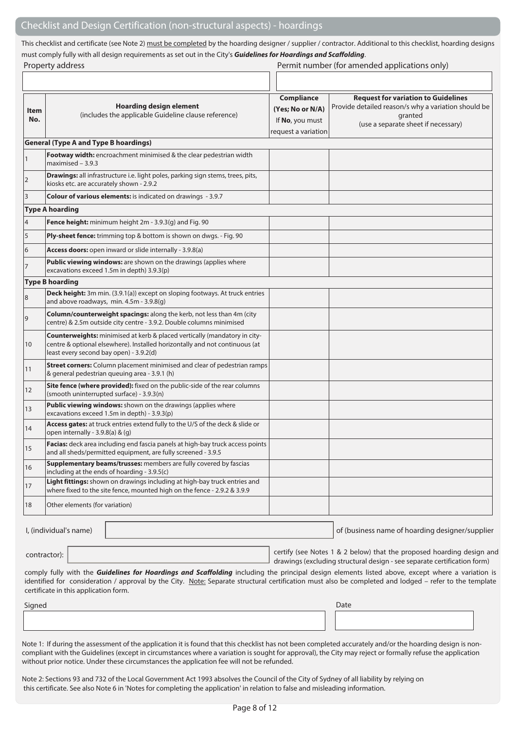## Checklist and Design Certification (non-structural aspects) - hoardings

This checklist and certificate (see Note 2) must be completed by the hoarding designer / supplier / contractor. Additional to this checklist, hoarding designs must comply fully with all design requirements as set out in the City's ***Guidelines for Hoardings and Scaffolding***.

| Property address | Permit number (for amended applications only) |
|---|---|
| | |

| Item No. | **Hoarding design element** (includes the applicable Guideline clause reference) | **Compliance (Yes; No or N/A)** If **No**, you must request a variation | **Request for variation to Guidelines** Provide detailed reason/s why a variation should be granted (use a separate sheet if necessary) |
|---|---|---|---|
| **General (Type A and Type B hoardings)** | | | |
| 1 | **Footway width:** encroachment minimised & the clear pedestrian width maximised – 3.9.3 | | |
| 2 | **Drawings:** all infrastructure i.e. light poles, parking sign stems, trees, pits, kiosks etc. are accurately shown - 2.9.2 | | |
| 3 | **Colour of various elements:** is indicated on drawings - 3.9.7 | | |
| **Type A hoarding** | | | |
| 4 | **Fence height:** minimum height 2m - 3.9.3(g) and Fig. 90 | | |
| 5 | **Ply-sheet fence:** trimming top & bottom is shown on dwgs. - Fig. 90 | | |
| 6 | **Access doors:** open inward or slide internally - 3.9.8(a) | | |
| 7 | **Public viewing windows:** are shown on the drawings (applies where excavations exceed 1.5m in depth) 3.9.3(p) | | |
| **Type B hoarding** | | | |
| 8 | **Deck height:** 3m min. (3.9.1(a)) except on sloping footways. At truck entries and above roadways, min. 4.5m - 3.9.8(g) | | |
| 9 | **Column/counterweight spacings:** along the kerb, not less than 4m (city centre) & 2.5m outside city centre - 3.9.2. Double columns minimised | | |
| 10 | **Counterweights:** minimised at kerb & placed vertically (mandatory in city-centre & optional elsewhere). Installed horizontally and not continuous (at least every second bay open) - 3.9.2(d) | | |
| 11 | **Street corners:** Column placement minimised and clear of pedestrian ramps & general pedestrian queuing area - 3.9.1 (h) | | |
| 12 | **Site fence (where provided):** fixed on the public-side of the rear columns (smooth uninterrupted surface) - 3.9.3(n) | | |
| 13 | **Public viewing windows:** shown on the drawings (applies where excavations exceed 1.5m in depth) - 3.9.3(p) | | |
| 14 | **Access gates:** at truck entries extend fully to the U/S of the deck & slide or open internally - 3.9.8(a) & (g) | | |
| 15 | **Facias:** deck area including end fascia panels at high-bay truck access points and all sheds/permitted equipment, are fully screened - 3.9.5 | | |
| 16 | **Supplementary beams/trusses:** members are fully covered by fascias including at the ends of hoarding - 3.9.5(c) | | |
| 17 | **Light fittings:** shown on drawings including at high-bay truck entries and where fixed to the site fence, mounted high on the fence - 2.9.2 & 3.9.9 | | |
| 18 | Other elements (for variation) | | |

I, (individual's name) \_\_\_\_\_\_\_\_\_\_\_\_\_\_\_\_ of (business name of hoarding designer/supplier contractor): \_\_\_\_\_\_\_\_\_\_\_\_\_\_\_\_ certify (see Notes 1 & 2 below) that the proposed hoarding design and drawings (excluding structural design - see separate certification form) comply fully with the ***Guidelines for Hoardings and Scaffolding*** including the principal design elements listed above, except where a variation is identified for consideration / approval by the City. Note: Separate structural certification must also be completed and lodged – refer to the template certificate in this application form.

| Signed | Date |
|---|---|
| | |

Note 1: If during the assessment of the application it is found that this checklist has not been completed accurately and/or the hoarding design is non-compliant with the Guidelines (except in circumstances where a variation is sought for approval), the City may reject or formally refuse the application without prior notice. Under these circumstances the application fee will not be refunded.

Note 2: Sections 93 and 732 of the Local Government Act 1993 absolves the Council of the City of Sydney of all liability by relying on this certificate. See also Note 6 in 'Notes for completing the application' in relation to false and misleading information.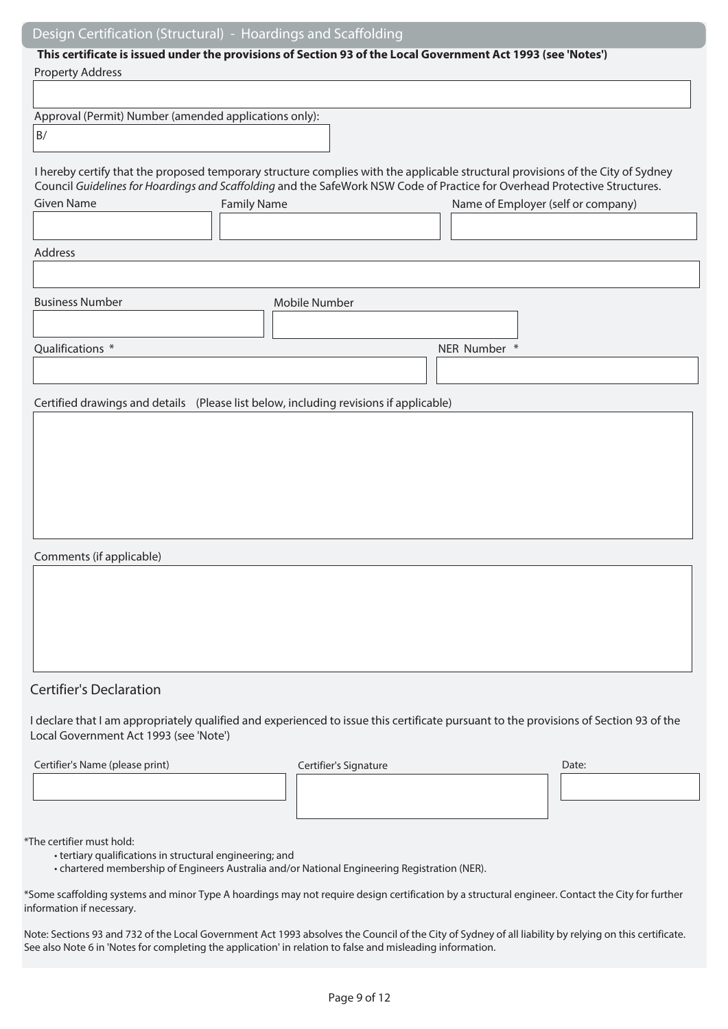## Design Certification (Structural) - Hoardings and Scaffolding

**This certificate is issued under the provisions of Section 93 of the Local Government Act 1993 (see 'Notes')**

Property Address

Approval (Permit) Number (amended applications only):

B/

I hereby certify that the proposed temporary structure complies with the applicable structural provisions of the City of Sydney Council *Guidelines for Hoardings and Scaffolding* and the SafeWork NSW Code of Practice for Overhead Protective Structures.

Given Name | Family Name | Name of Employer (self or company)

Address

Business Number | Mobile Number

Qualifications * | NER Number *

Certified drawings and details (Please list below, including revisions if applicable)

Comments (if applicable)

### Certifier's Declaration

I declare that I am appropriately qualified and experienced to issue this certificate pursuant to the provisions of Section 93 of the Local Government Act 1993 (see 'Note')

Certifier's Name (please print) | Certifier's Signature | Date:

*The certifier must hold:

- tertiary qualifications in structural engineering; and
- chartered membership of Engineers Australia and/or National Engineering Registration (NER).

*Some scaffolding systems and minor Type A hoardings may not require design certification by a structural engineer. Contact the City for further information if necessary.

Note: Sections 93 and 732 of the Local Government Act 1993 absolves the Council of the City of Sydney of all liability by relying on this certificate. See also Note 6 in 'Notes for completing the application' in relation to false and misleading information.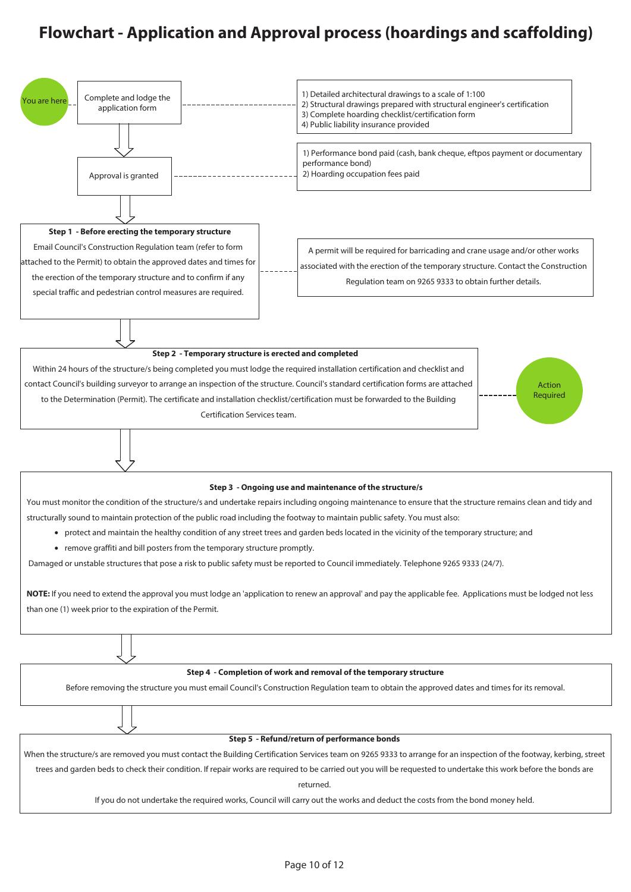# Flowchart - Application and Approval process (hoardings and scaffolding)

**You are here** → **Complete and lodge the application form**

1) Detailed architectural drawings to a scale of 1:100
2) Structural drawings prepared with structural engineer's certification
3) Complete hoarding checklist/certification form
4) Public liability insurance provided

↓

**Approval is granted**

1) Performance bond paid (cash, bank cheque, eftpos payment or documentary performance bond)
2) Hoarding occupation fees paid

↓

**Step 1 - Before erecting the temporary structure**

Email Council's Construction Regulation team (refer to form attached to the Permit) to obtain the approved dates and times for the erection of the temporary structure and to confirm if any special traffic and pedestrian control measures are required.

A permit will be required for barricading and crane usage and/or other works associated with the erection of the temporary structure. Contact the Construction Regulation team on 9265 9333 to obtain further details.

↓

**Step 2 - Temporary structure is erected and completed**

Within 24 hours of the structure/s being completed you must lodge the required installation certification and checklist and contact Council's building surveyor to arrange an inspection of the structure. Council's standard certification forms are attached to the Determination (Permit). The certificate and installation checklist/certification must be forwarded to the Building Certification Services team.

**Action Required**

↓

**Step 3 - Ongoing use and maintenance of the structure/s**

You must monitor the condition of the structure/s and undertake repairs including ongoing maintenance to ensure that the structure remains clean and tidy and structurally sound to maintain protection of the public road including the footway to maintain public safety. You must also:

- protect and maintain the healthy condition of any street trees and garden beds located in the vicinity of the temporary structure; and
- remove graffiti and bill posters from the temporary structure promptly.

Damaged or unstable structures that pose a risk to public safety must be reported to Council immediately. Telephone 9265 9333 (24/7).

**NOTE:** If you need to extend the approval you must lodge an 'application to renew an approval' and pay the applicable fee. Applications must be lodged not less than one (1) week prior to the expiration of the Permit.

↓

**Step 4 - Completion of work and removal of the temporary structure**

Before removing the structure you must email Council's Construction Regulation team to obtain the approved dates and times for its removal.

↓

**Step 5 - Refund/return of performance bonds**

When the structure/s are removed you must contact the Building Certification Services team on 9265 9333 to arrange for an inspection of the footway, kerbing, street trees and garden beds to check their condition. If repair works are required to be carried out you will be requested to undertake this work before the bonds are returned.

If you do not undertake the required works, Council will carry out the works and deduct the costs from the bond money held.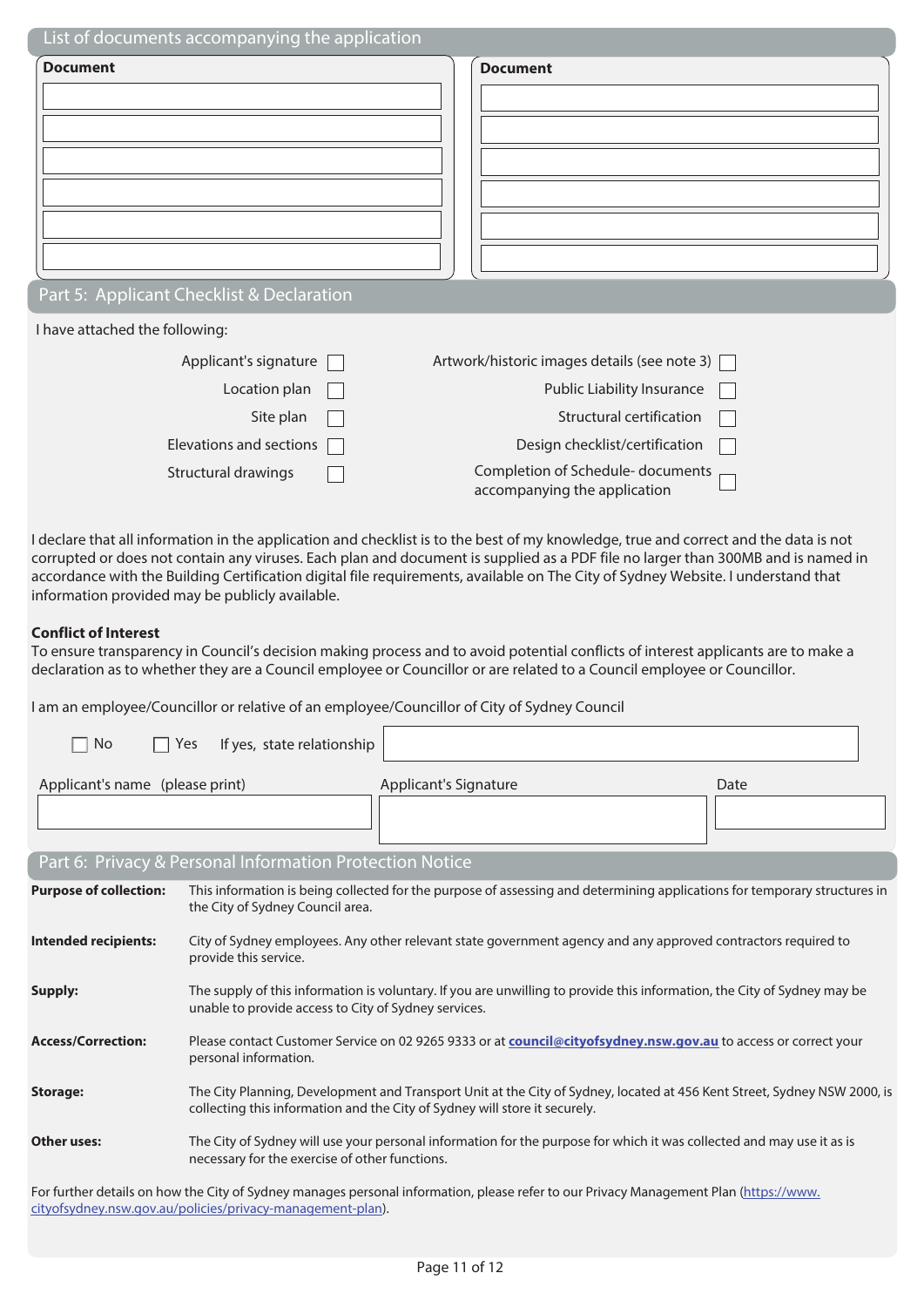## List of documents accompanying the application

| Document | Document |
| --- | --- |
| | |
| | |
| | |
| | |
| | |
| | |

## Part 5: Applicant Checklist & Declaration

I have attached the following:

- Applicant's signature ☐
- Location plan ☐
- Site plan ☐
- Elevations and sections ☐
- Structural drawings ☐
- Artwork/historic images details (see note 3) ☐
- Public Liability Insurance ☐
- Structural certification ☐
- Design checklist/certification ☐
- Completion of Schedule- documents accompanying the application ☐

I declare that all information in the application and checklist is to the best of my knowledge, true and correct and the data is not corrupted or does not contain any viruses. Each plan and document is supplied as a PDF file no larger than 300MB and is named in accordance with the Building Certification digital file requirements, available on The City of Sydney Website. I understand that information provided may be publicly available.

**Conflict of Interest**

To ensure transparency in Council's decision making process and to avoid potential conflicts of interest applicants are to make a declaration as to whether they are a Council employee or Councillor or are related to a Council employee or Councillor.

I am an employee/Councillor or relative of an employee/Councillor of City of Sydney Council

☐ No ☐ Yes If yes, state relationship ______________________

| Applicant's name (please print) | Applicant's Signature | Date |
| --- | --- | --- |
| | | |

## Part 6: Privacy & Personal Information Protection Notice

**Purpose of collection:** This information is being collected for the purpose of assessing and determining applications for temporary structures in the City of Sydney Council area.

**Intended recipients:** City of Sydney employees. Any other relevant state government agency and any approved contractors required to provide this service.

**Supply:** The supply of this information is voluntary. If you are unwilling to provide this information, the City of Sydney may be unable to provide access to City of Sydney services.

**Access/Correction:** Please contact Customer Service on 02 9265 9333 or at **council@cityofsydney.nsw.gov.au** to access or correct your personal information.

**Storage:** The City Planning, Development and Transport Unit at the City of Sydney, located at 456 Kent Street, Sydney NSW 2000, is collecting this information and the City of Sydney will store it securely.

**Other uses:** The City of Sydney will use your personal information for the purpose for which it was collected and may use it as is necessary for the exercise of other functions.

For further details on how the City of Sydney manages personal information, please refer to our Privacy Management Plan (https://www.cityofsydney.nsw.gov.au/policies/privacy-management-plan).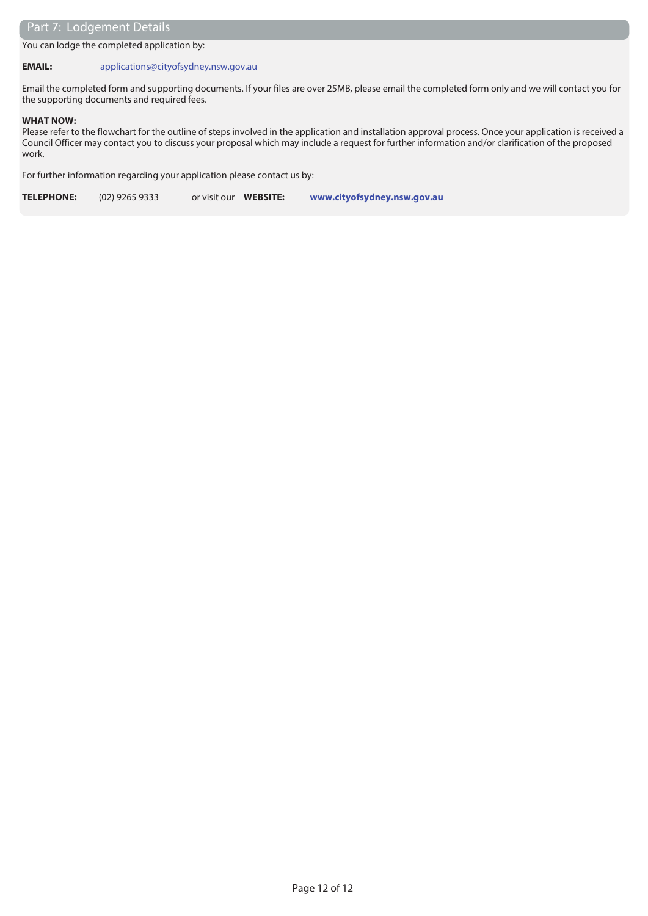## Part 7: Lodgement Details

You can lodge the completed application by:

**EMAIL:** applications@cityofsydney.nsw.gov.au

Email the completed form and supporting documents. If your files are <u>over</u> 25MB, please email the completed form only and we will contact you for the supporting documents and required fees.

**WHAT NOW:**
Please refer to the flowchart for the outline of steps involved in the application and installation approval process. Once your application is received a Council Officer may contact you to discuss your proposal which may include a request for further information and/or clarification of the proposed work.

For further information regarding your application please contact us by:

**TELEPHONE:** (02) 9265 9333 or visit our **WEBSITE:** **www.cityofsydney.nsw.gov.au**